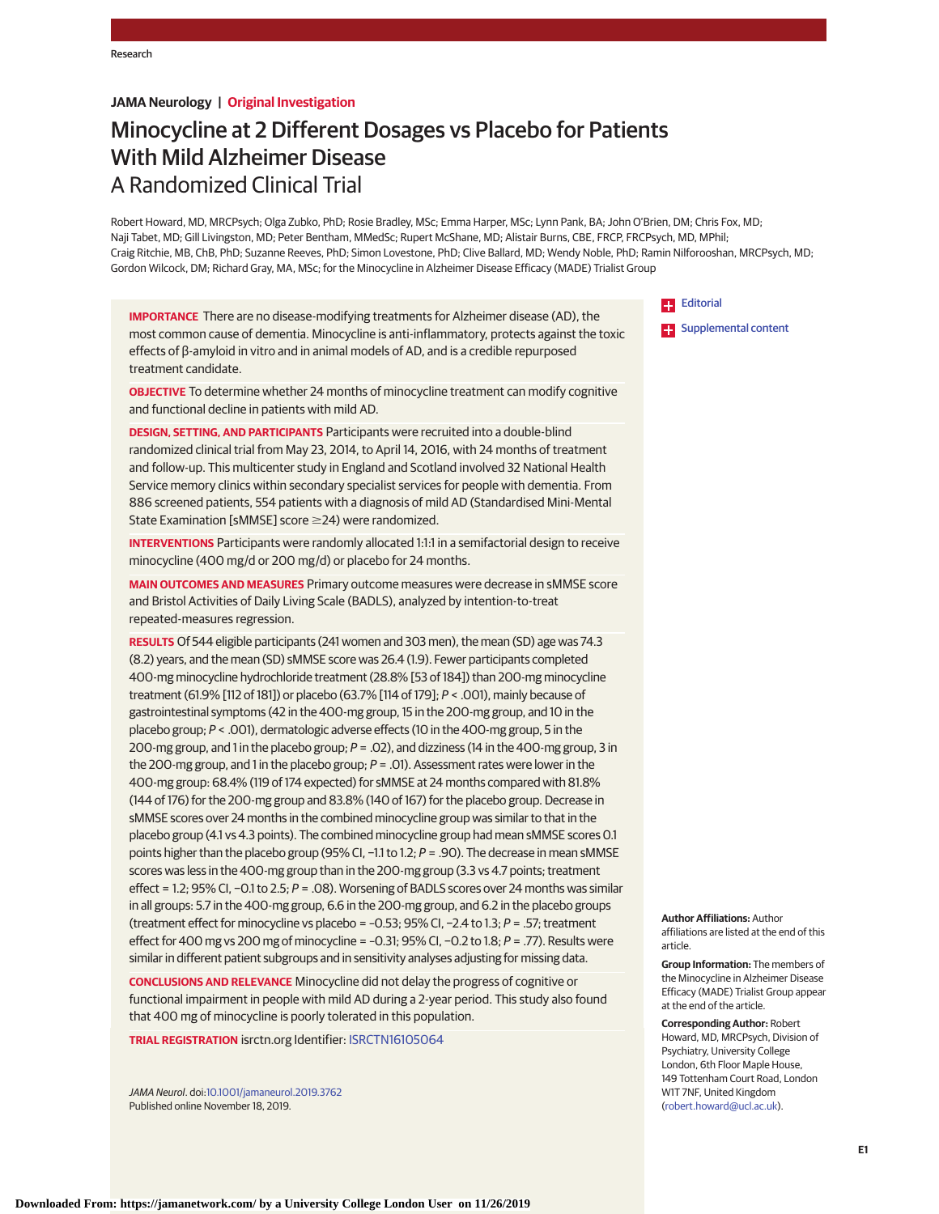JAMA Neurology | Original Investigation

# Minocycline at 2 Different Dosages vs Placebo for Patients With Mild Alzheimer Disease

## A Randomized Clinical Trial

Robert Howard, MD, MRCPsych; Olga Zubko, PhD; Rosie Bradley, MSc; Emma Harper, MSc; Lynn Pank, BA; John O'Brien, DM; Chris Fox, MD; Naji Tabet, MD; Gill Livingston, MD; Peter Bentham, MMedSc; Rupert McShane, MD; Alistair Burns, CBE, FRCP, FRCPsych, MD, MPhil; Craig Ritchie, MB, ChB, PhD; Suzanne Reeves, PhD; Simon Lovestone, PhD; Clive Ballard, MD; Wendy Noble, PhD; Ramin Nilforooshan, MRCPsych, MD; Gordon Wilcock, DM; Richard Gray, MA, MSc; for the Minocycline in Alzheimer Disease Efficacy (MADE) Trialist Group

**IMPORTANCE** There are no disease-modifying treatments for Alzheimer disease (AD), the most common cause of dementia. Minocycline is anti-inflammatory, protects against the toxic effects of β-amyloid in vitro and in animal models of AD, and is a credible repurposed treatment candidate.

**OBJECTIVE** To determine whether 24 months of minocycline treatment can modify cognitive and functional decline in patients with mild AD.

**DESIGN, SETTING, AND PARTICIPANTS** Participants were recruited into a double-blind randomized clinical trial from May 23, 2014, to April 14, 2016, with 24 months of treatment and follow-up. This multicenter study in England and Scotland involved 32 National Health Service memory clinics within secondary specialist services for people with dementia. From 886 screened patients, 554 patients with a diagnosis of mild AD (Standardised Mini-Mental State Examination [sMMSE] score ≥24) were randomized.

**INTERVENTIONS** Participants were randomly allocated 1:1:1 in a semifactorial design to receive minocycline (400 mg/d or 200 mg/d) or placebo for 24 months.

**MAIN OUTCOMES AND MEASURES** Primary outcome measures were decrease in sMMSE score and Bristol Activities of Daily Living Scale (BADLS), analyzed by intention-to-treat repeated-measures regression.

**RESULTS** Of 544 eligible participants (241 women and 303 men), the mean (SD) age was 74.3 (8.2) years, and the mean (SD) sMMSE score was 26.4 (1.9). Fewer participants completed 400-mg minocycline hydrochloride treatment (28.8% [53 of 184]) than 200-mg minocycline treatment (61.9% [112 of 181]) or placebo (63.7% [114 of 179]; $P < .001$), mainly because of gastrointestinal symptoms (42 in the 400-mg group, 15 in the 200-mg group, and 10 in the placebo group; $P < .001$), dermatologic adverse effects (10 in the 400-mg group, 5 in the 200-mg group, and 1 in the placebo group; $P = .02$), and dizziness (14 in the 400-mg group, 3 in the 200-mg group, and 1 in the placebo group; $P = .01$). Assessment rates were lower in the 400-mg group: 68.4% (119 of 174 expected) for sMMSE at 24 months compared with 81.8% (144 of 176) for the 200-mg group and 83.8% (140 of 167) for the placebo group. Decrease in sMMSE scores over 24 months in the combined minocycline group was similar to that in the placebo group (4.1 vs 4.3 points). The combined minocycline group had mean sMMSE scores 0.1 points higher than the placebo group (95% CI, −1.1 to 1.2; $P = .90$). The decrease in mean sMMSE scores was less in the 400-mg group than in the 200-mg group (3.3 vs 4.7 points; treatment effect = 1.2; 95% CI, −0.1 to 2.5; $P = .08$). Worsening of BADLS scores over 24 months was similar in all groups: 5.7 in the 400-mg group, 6.6 in the 200-mg group, and 6.2 in the placebo groups (treatment effect for minocycline vs placebo = −0.53; 95% CI, −2.4 to 1.3; $P = .57$; treatment effect for 400 mg vs 200 mg of minocycline = −0.31; 95% CI, −0.2 to 1.8; $P = .77$). Results were similar in different patient subgroups and in sensitivity analyses adjusting for missing data.

**CONCLUSIONS AND RELEVANCE** Minocycline did not delay the progress of cognitive or functional impairment in people with mild AD during a 2-year period. This study also found that 400 mg of minocycline is poorly tolerated in this population.

**TRIAL REGISTRATION** isrctn.org Identifier: ISRCTN16105064

*JAMA Neurol*. doi:10.1001/jamaneurol.2019.3762
Published online November 18, 2019.

Editorial

Supplemental content

**Author Affiliations:** Author affiliations are listed at the end of this article.

**Group Information:** The members of the Minocycline in Alzheimer Disease Efficacy (MADE) Trialist Group appear at the end of the article.

**Corresponding Author:** Robert Howard, MD, MRCPsych, Division of Psychiatry, University College London, 6th Floor Maple House, 149 Tottenham Court Road, London W1T 7NF, United Kingdom (robert.howard@ucl.ac.uk).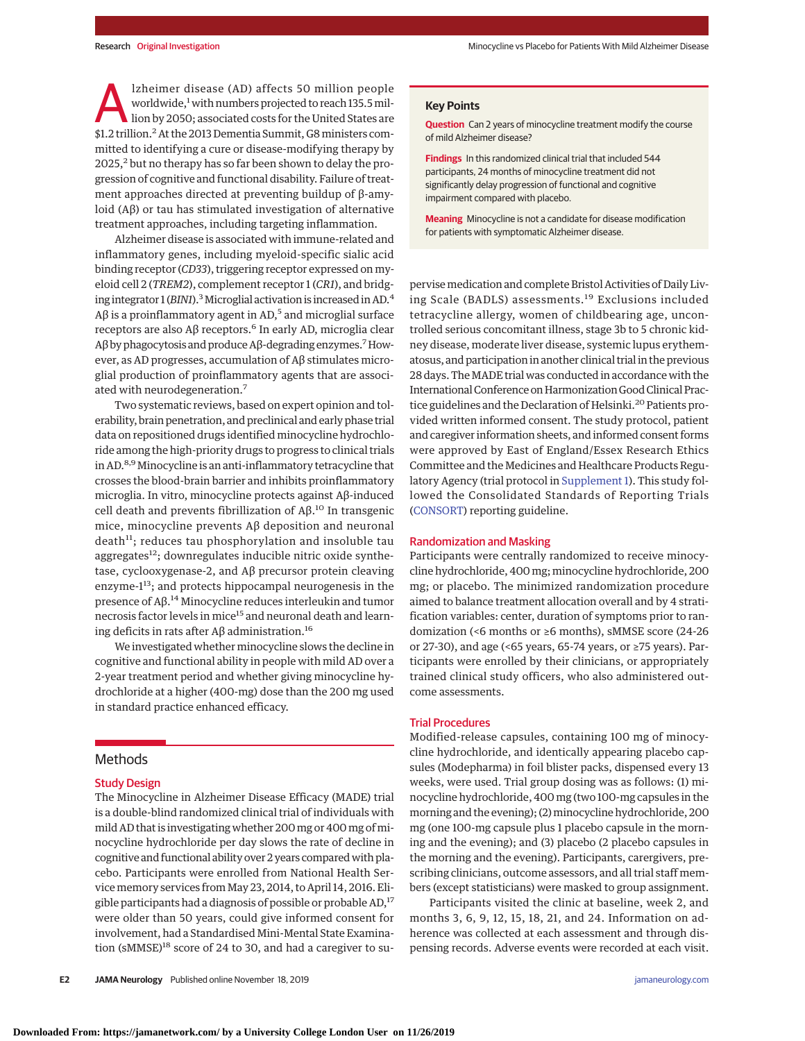Alzheimer disease (AD) affects 50 million people worldwide,[1] with numbers projected to reach 135.5 million by 2050; associated costs for the United States are $1.2 trillion.[2] At the 2013 Dementia Summit, G8 ministers committed to identifying a cure or disease-modifying therapy by 2025,[2] but no therapy has so far been shown to delay the progression of cognitive and functional disability. Failure of treatment approaches directed at preventing buildup of β-amyloid (Aβ) or tau has stimulated investigation of alternative treatment approaches, including targeting inflammation.

Alzheimer disease is associated with immune-related and inflammatory genes, including myeloid-specific sialic acid binding receptor (*CD33*), triggering receptor expressed on myeloid cell 2 (*TREM2*), complement receptor 1 (*CR1*), and bridging integrator 1 (*BIN1*).[3] Microglial activation is increased in AD.[4] Aβ is a proinflammatory agent in AD,[5] and microglial surface receptors are also Aβ receptors.[6] In early AD, microglia clear Aβ by phagocytosis and produce Aβ-degrading enzymes.[7] However, as AD progresses, accumulation of Aβ stimulates microglial production of proinflammatory agents that are associated with neurodegeneration.[7]

Two systematic reviews, based on expert opinion and tolerability, brain penetration, and preclinical and early phase trial data on repositioned drugs identified minocycline hydrochloride among the high-priority drugs to progress to clinical trials in AD.[8,9] Minocycline is an anti-inflammatory tetracycline that crosses the blood-brain barrier and inhibits proinflammatory microglia. In vitro, minocycline protects against Aβ-induced cell death and prevents fibrillization of Aβ.[10] In transgenic mice, minocycline prevents Aβ deposition and neuronal death[11]; reduces tau phosphorylation and insoluble tau aggregates[12]; downregulates inducible nitric oxide synthetase, cyclooxygenase-2, and Aβ precursor protein cleaving enzyme-1[13]; and protects hippocampal neurogenesis in the presence of Aβ.[14] Minocycline reduces interleukin and tumor necrosis factor levels in mice[15] and neuronal death and learning deficits in rats after Aβ administration.[16]

We investigated whether minocycline slows the decline in cognitive and functional ability in people with mild AD over a 2-year treatment period and whether giving minocycline hydrochloride at a higher (400-mg) dose than the 200 mg used in standard practice enhanced efficacy.

## Key Points

**Question** Can 2 years of minocycline treatment modify the course of mild Alzheimer disease?

**Findings** In this randomized clinical trial that included 544 participants, 24 months of minocycline treatment did not significantly delay progression of functional and cognitive impairment compared with placebo.

**Meaning** Minocycline is not a candidate for disease modification for patients with symptomatic Alzheimer disease.

## Methods

### Study Design

The Minocycline in Alzheimer Disease Efficacy (MADE) trial is a double-blind randomized clinical trial of individuals with mild AD that is investigating whether 200 mg or 400 mg of minocycline hydrochloride per day slows the rate of decline in cognitive and functional ability over 2 years compared with placebo. Participants were enrolled from National Health Service memory services from May 23, 2014, to April 14, 2016. Eligible participants had a diagnosis of possible or probable AD,[17] were older than 50 years, could give informed consent for involvement, had a Standardised Mini-Mental State Examination (sMMSE)[18] score of 24 to 30, and had a caregiver to supervise medication and complete Bristol Activities of Daily Living Scale (BADLS) assessments.[19] Exclusions included tetracycline allergy, women of childbearing age, uncontrolled serious concomitant illness, stage 3b to 5 chronic kidney disease, moderate liver disease, systemic lupus erythematosus, and participation in another clinical trial in the previous 28 days. The MADE trial was conducted in accordance with the International Conference on Harmonization Good Clinical Practice guidelines and the Declaration of Helsinki.[20] Patients provided written informed consent. The study protocol, patient and caregiver information sheets, and informed consent forms were approved by East of England/Essex Research Ethics Committee and the Medicines and Healthcare Products Regulatory Agency (trial protocol in Supplement 1). This study followed the Consolidated Standards of Reporting Trials (CONSORT) reporting guideline.

### Randomization and Masking

Participants were centrally randomized to receive minocycline hydrochloride, 400 mg; minocycline hydrochloride, 200 mg; or placebo. The minimized randomization procedure aimed to balance treatment allocation overall and by 4 stratification variables: center, duration of symptoms prior to randomization (<6 months or ≥6 months), sMMSE score (24-26 or 27-30), and age (<65 years, 65-74 years, or ≥75 years). Participants were enrolled by their clinicians, or appropriately trained clinical study officers, who also administered outcome assessments.

### Trial Procedures

Modified-release capsules, containing 100 mg of minocycline hydrochloride, and identically appearing placebo capsules (Modepharma) in foil blister packs, dispensed every 13 weeks, were used. Trial group dosing was as follows: (1) minocycline hydrochloride, 400 mg (two 100-mg capsules in the morning and the evening); (2) minocycline hydrochloride, 200 mg (one 100-mg capsule plus 1 placebo capsule in the morning and the evening); and (3) placebo (2 placebo capsules in the morning and the evening). Participants, caregivers, prescribing clinicians, outcome assessors, and all trial staff members (except statisticians) were masked to group assignment.

Participants visited the clinic at baseline, week 2, and months 3, 6, 9, 12, 15, 18, 21, and 24. Information on adherence was collected at each assessment and through dispensing records. Adverse events were recorded at each visit.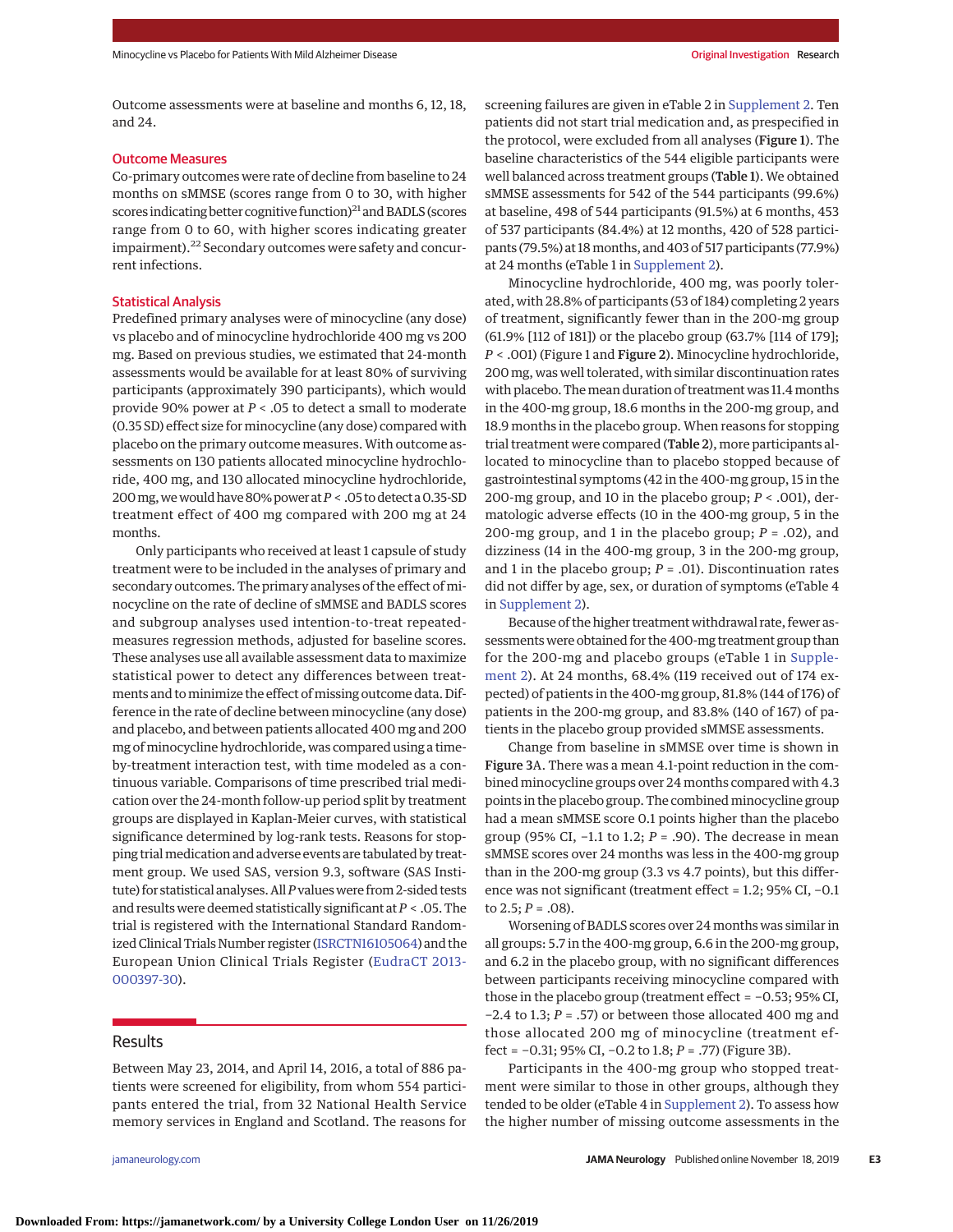Outcome assessments were at baseline and months 6, 12, 18, and 24.

### Outcome Measures

Co-primary outcomes were rate of decline from baseline to 24 months on sMMSE (scores range from 0 to 30, with higher scores indicating better cognitive function)[21] and BADLS (scores range from 0 to 60, with higher scores indicating greater impairment).[22] Secondary outcomes were safety and concurrent infections.

### Statistical Analysis

Predefined primary analyses were of minocycline (any dose) vs placebo and of minocycline hydrochloride 400 mg vs 200 mg. Based on previous studies, we estimated that 24-month assessments would be available for at least 80% of surviving participants (approximately 390 participants), which would provide 90% power at $P < .05$ to detect a small to moderate (0.35 SD) effect size for minocycline (any dose) compared with placebo on the primary outcome measures. With outcome assessments on 130 patients allocated minocycline hydrochloride, 400 mg, and 130 allocated minocycline hydrochloride, 200 mg, we would have 80% power at $P < .05$ to detect a 0.35-SD treatment effect of 400 mg compared with 200 mg at 24 months.

Only participants who received at least 1 capsule of study treatment were to be included in the analyses of primary and secondary outcomes. The primary analyses of the effect of minocycline on the rate of decline of sMMSE and BADLS scores and subgroup analyses used intention-to-treat repeated-measures regression methods, adjusted for baseline scores. These analyses use all available assessment data to maximize statistical power to detect any differences between treatments and to minimize the effect of missing outcome data. Difference in the rate of decline between minocycline (any dose) and placebo, and between patients allocated 400 mg and 200 mg of minocycline hydrochloride, was compared using a time-by-treatment interaction test, with time modeled as a continuous variable. Comparisons of time prescribed trial medication over the 24-month follow-up period split by treatment groups are displayed in Kaplan-Meier curves, with statistical significance determined by log-rank tests. Reasons for stopping trial medication and adverse events are tabulated by treatment group. We used SAS, version 9.3, software (SAS Institute) for statistical analyses. All *P* values were from 2-sided tests and results were deemed statistically significant at $P < .05$. The trial is registered with the International Standard Randomized Clinical Trials Number register (ISRCTN16105064) and the European Union Clinical Trials Register (EudraCT 2013-000397-30).

## Results

Between May 23, 2014, and April 14, 2016, a total of 886 patients were screened for eligibility, from whom 554 participants entered the trial, from 32 National Health Service memory services in England and Scotland. The reasons for screening failures are given in eTable 2 in Supplement 2. Ten patients did not start trial medication and, as prespecified in the protocol, were excluded from all analyses (**Figure 1**). The baseline characteristics of the 544 eligible participants were well balanced across treatment groups (**Table 1**). We obtained sMMSE assessments for 542 of the 544 participants (99.6%) at baseline, 498 of 544 participants (91.5%) at 6 months, 453 of 537 participants (84.4%) at 12 months, 420 of 528 participants (79.5%) at 18 months, and 403 of 517 participants (77.9%) at 24 months (eTable 1 in Supplement 2).

Minocycline hydrochloride, 400 mg, was poorly tolerated, with 28.8% of participants (53 of 184) completing 2 years of treatment, significantly fewer than in the 200-mg group (61.9% [112 of 181]) or the placebo group (63.7% [114 of 179]; $P < .001$) (Figure 1 and **Figure 2**). Minocycline hydrochloride, 200 mg, was well tolerated, with similar discontinuation rates with placebo. The mean duration of treatment was 11.4 months in the 400-mg group, 18.6 months in the 200-mg group, and 18.9 months in the placebo group. When reasons for stopping trial treatment were compared (**Table 2**), more participants allocated to minocycline than to placebo stopped because of gastrointestinal symptoms (42 in the 400-mg group, 15 in the 200-mg group, and 10 in the placebo group; $P < .001$), dermatologic adverse effects (10 in the 400-mg group, 5 in the 200-mg group, and 1 in the placebo group; $P = .02$), and dizziness (14 in the 400-mg group, 3 in the 200-mg group, and 1 in the placebo group; $P = .01$). Discontinuation rates did not differ by age, sex, or duration of symptoms (eTable 4 in Supplement 2).

Because of the higher treatment withdrawal rate, fewer assessments were obtained for the 400-mg treatment group than for the 200-mg and placebo groups (eTable 1 in Supplement 2). At 24 months, 68.4% (119 received out of 174 expected) of patients in the 400-mg group, 81.8% (144 of 176) of patients in the 200-mg group, and 83.8% (140 of 167) of patients in the placebo group provided sMMSE assessments.

Change from baseline in sMMSE over time is shown in **Figure 3**A. There was a mean 4.1-point reduction in the combined minocycline groups over 24 months compared with 4.3 points in the placebo group. The combined minocycline group had a mean sMMSE score 0.1 points higher than the placebo group (95% CI, −1.1 to 1.2; $P = .90$). The decrease in mean sMMSE scores over 24 months was less in the 400-mg group than in the 200-mg group (3.3 vs 4.7 points), but this difference was not significant (treatment effect = 1.2; 95% CI, −0.1 to 2.5; $P = .08$).

Worsening of BADLS scores over 24 months was similar in all groups: 5.7 in the 400-mg group, 6.6 in the 200-mg group, and 6.2 in the placebo group, with no significant differences between participants receiving minocycline compared with those in the placebo group (treatment effect = −0.53; 95% CI, −2.4 to 1.3; $P = .57$) or between those allocated 400 mg and those allocated 200 mg of minocycline (treatment effect = −0.31; 95% CI, −0.2 to 1.8; $P = .77$) (Figure 3B).

Participants in the 400-mg group who stopped treatment were similar to those in other groups, although they tended to be older (eTable 4 in Supplement 2). To assess how the higher number of missing outcome assessments in the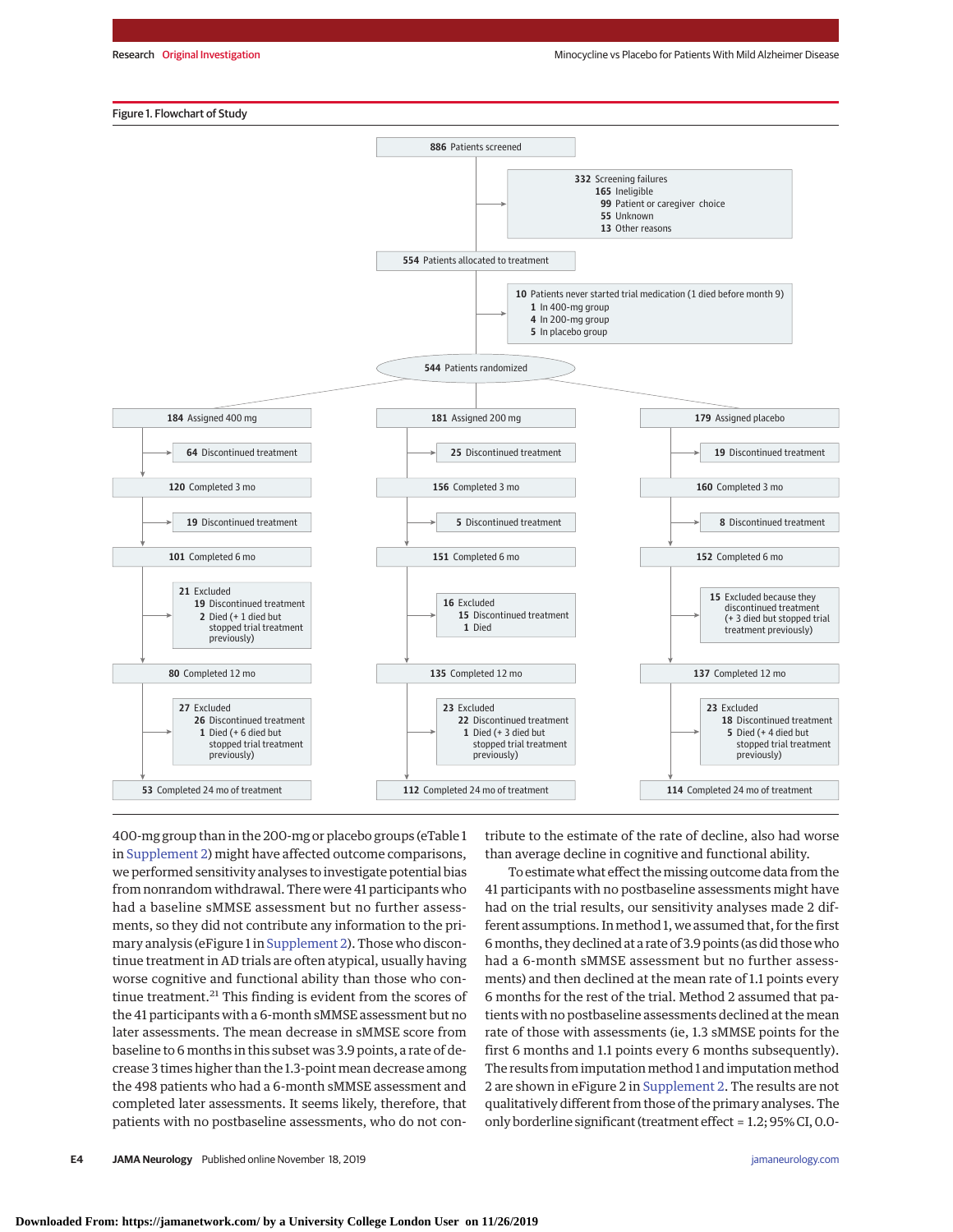Figure 1. Flowchart of Study

886 Patients screened

332 Screening failures
- 165 Ineligible
- 99 Patient or caregiver choice
- 55 Unknown
- 13 Other reasons

554 Patients allocated to treatment

10 Patients never started trial medication (1 died before month 9)
- 1 In 400-mg group
- 4 In 200-mg group
- 5 In placebo group

544 Patients randomized

| 400 mg | 200 mg | Placebo |
|---|---|---|
| 184 Assigned 400 mg | 181 Assigned 200 mg | 179 Assigned placebo |
| 64 Discontinued treatment | 25 Discontinued treatment | 19 Discontinued treatment |
| 120 Completed 3 mo | 156 Completed 3 mo | 160 Completed 3 mo |
| 19 Discontinued treatment | 5 Discontinued treatment | 8 Discontinued treatment |
| 101 Completed 6 mo | 151 Completed 6 mo | 152 Completed 6 mo |
| 21 Excluded: 19 Discontinued treatment; 2 Died (+ 1 died but stopped trial treatment previously) | 16 Excluded: 15 Discontinued treatment; 1 Died | 15 Excluded because they discontinued treatment (+ 3 died but stopped trial treatment previously) |
| 80 Completed 12 mo | 135 Completed 12 mo | 137 Completed 12 mo |
| 27 Excluded: 26 Discontinued treatment; 1 Died (+ 6 died but stopped trial treatment previously) | 23 Excluded: 22 Discontinued treatment; 1 Died (+ 3 died but stopped trial treatment previously) | 23 Excluded: 18 Discontinued treatment; 5 Died (+ 4 died but stopped trial treatment previously) |
| 53 Completed 24 mo of treatment | 112 Completed 24 mo of treatment | 114 Completed 24 mo of treatment |

400-mg group than in the 200-mg or placebo groups (eTable 1 in Supplement 2) might have affected outcome comparisons, we performed sensitivity analyses to investigate potential bias from nonrandom withdrawal. There were 41 participants who had a baseline sMMSE assessment but no further assessments, so they did not contribute any information to the primary analysis (eFigure 1 in Supplement 2). Those who discontinue treatment in AD trials are often atypical, usually having worse cognitive and functional ability than those who continue treatment.[21] This finding is evident from the scores of the 41 participants with a 6-month sMMSE assessment but no later assessments. The mean decrease in sMMSE score from baseline to 6 months in this subset was 3.9 points, a rate of decrease 3 times higher than the 1.3-point mean decrease among the 498 patients who had a 6-month sMMSE assessment and completed later assessments. It seems likely, therefore, that patients with no postbaseline assessments, who do not contribute to the estimate of the rate of decline, also had worse than average decline in cognitive and functional ability.

To estimate what effect the missing outcome data from the 41 participants with no postbaseline assessments might have had on the trial results, our sensitivity analyses made 2 different assumptions. In method 1, we assumed that, for the first 6 months, they declined at a rate of 3.9 points (as did those who had a 6-month sMMSE assessment but no further assessments) and then declined at the mean rate of 1.1 points every 6 months for the rest of the trial. Method 2 assumed that patients with no postbaseline assessments declined at the mean rate of those with assessments (ie, 1.3 sMMSE points for the first 6 months and 1.1 points every 6 months subsequently). The results from imputation method 1 and imputation method 2 are shown in eFigure 2 in Supplement 2. The results are not qualitatively different from those of the primary analyses. The only borderline significant (treatment effect = 1.2; 95% CI, 0.0-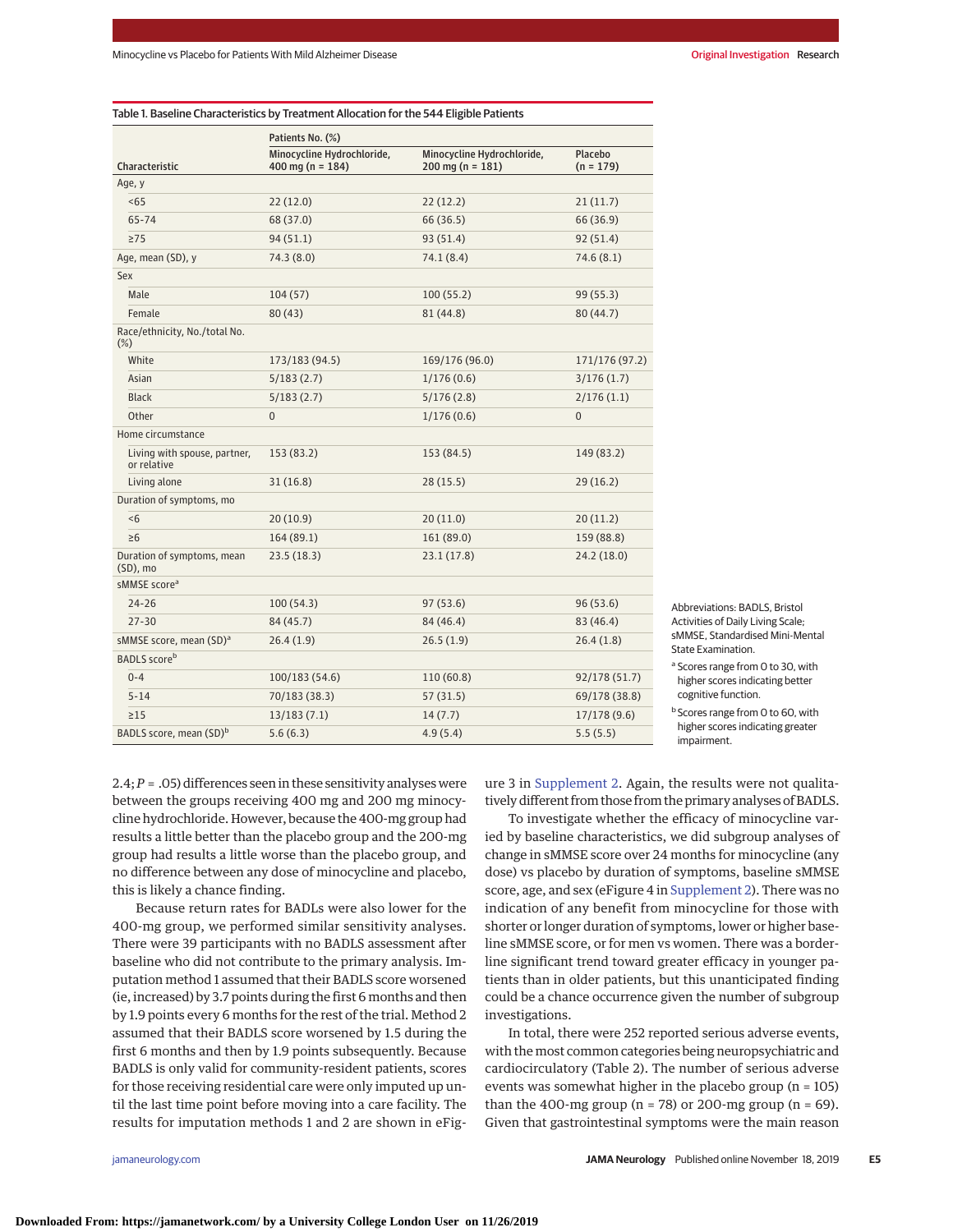Table 1. Baseline Characteristics by Treatment Allocation for the 544 Eligible Patients

| Characteristic | Patients No. (%) | | |
|---|---|---|---|
| | Minocycline Hydrochloride, 400 mg (n = 184) | Minocycline Hydrochloride, 200 mg (n = 181) | Placebo (n = 179) |
| Age, y | | | |
| <65 | 22 (12.0) | 22 (12.2) | 21 (11.7) |
| 65-74 | 68 (37.0) | 66 (36.5) | 66 (36.9) |
| ≥75 | 94 (51.1) | 93 (51.4) | 92 (51.4) |
| Age, mean (SD), y | 74.3 (8.0) | 74.1 (8.4) | 74.6 (8.1) |
| Sex | | | |
| Male | 104 (57) | 100 (55.2) | 99 (55.3) |
| Female | 80 (43) | 81 (44.8) | 80 (44.7) |
| Race/ethnicity, No./total No. (%) | | | |
| White | 173/183 (94.5) | 169/176 (96.0) | 171/176 (97.2) |
| Asian | 5/183 (2.7) | 1/176 (0.6) | 3/176 (1.7) |
| Black | 5/183 (2.7) | 5/176 (2.8) | 2/176 (1.1) |
| Other | 0 | 1/176 (0.6) | 0 |
| Home circumstance | | | |
| Living with spouse, partner, or relative | 153 (83.2) | 153 (84.5) | 149 (83.2) |
| Living alone | 31 (16.8) | 28 (15.5) | 29 (16.2) |
| Duration of symptoms, mo | | | |
| <6 | 20 (10.9) | 20 (11.0) | 20 (11.2) |
| ≥6 | 164 (89.1) | 161 (89.0) | 159 (88.8) |
| Duration of symptoms, mean (SD), mo | 23.5 (18.3) | 23.1 (17.8) | 24.2 (18.0) |
| sMMSE score[a] | | | |
| 24-26 | 100 (54.3) | 97 (53.6) | 96 (53.6) |
| 27-30 | 84 (45.7) | 84 (46.4) | 83 (46.4) |
| sMMSE score, mean (SD)[a] | 26.4 (1.9) | 26.5 (1.9) | 26.4 (1.8) |
| BADLS score[b] | | | |
| 0-4 | 100/183 (54.6) | 110 (60.8) | 92/178 (51.7) |
| 5-14 | 70/183 (38.3) | 57 (31.5) | 69/178 (38.8) |
| ≥15 | 13/183 (7.1) | 14 (7.7) | 17/178 (9.6) |
| BADLS score, mean (SD)[b] | 5.6 (6.3) | 4.9 (5.4) | 5.5 (5.5) |

Abbreviations: BADLS, Bristol Activities of Daily Living Scale; sMMSE, Standardised Mini-Mental State Examination.

[a] Scores range from 0 to 30, with higher scores indicating better cognitive function.

[b] Scores range from 0 to 60, with higher scores indicating greater impairment.

2.4; *P* = .05) differences seen in these sensitivity analyses were between the groups receiving 400 mg and 200 mg minocycline hydrochloride. However, because the 400-mg group had results a little better than the placebo group and the 200-mg group had results a little worse than the placebo group, and no difference between any dose of minocycline and placebo, this is likely a chance finding.

Because return rates for BADLs were also lower for the 400-mg group, we performed similar sensitivity analyses. There were 39 participants with no BADLS assessment after baseline who did not contribute to the primary analysis. Imputation method 1 assumed that their BADLS score worsened (ie, increased) by 3.7 points during the first 6 months and then by 1.9 points every 6 months for the rest of the trial. Method 2 assumed that their BADLS score worsened by 1.5 during the first 6 months and then by 1.9 points subsequently. Because BADLS is only valid for community-resident patients, scores for those receiving residential care were only imputed up until the last time point before moving into a care facility. The results for imputation methods 1 and 2 are shown in eFigure 3 in Supplement 2. Again, the results were not qualitatively different from those from the primary analyses of BADLS.

To investigate whether the efficacy of minocycline varied by baseline characteristics, we did subgroup analyses of change in sMMSE score over 24 months for minocycline (any dose) vs placebo by duration of symptoms, baseline sMMSE score, age, and sex (eFigure 4 in Supplement 2). There was no indication of any benefit from minocycline for those with shorter or longer duration of symptoms, lower or higher baseline sMMSE score, or for men vs women. There was a borderline significant trend toward greater efficacy in younger patients than in older patients, but this unanticipated finding could be a chance occurrence given the number of subgroup investigations.

In total, there were 252 reported serious adverse events, with the most common categories being neuropsychiatric and cardiocirculatory (Table 2). The number of serious adverse events was somewhat higher in the placebo group (n = 105) than the 400-mg group (n = 78) or 200-mg group (n = 69). Given that gastrointestinal symptoms were the main reason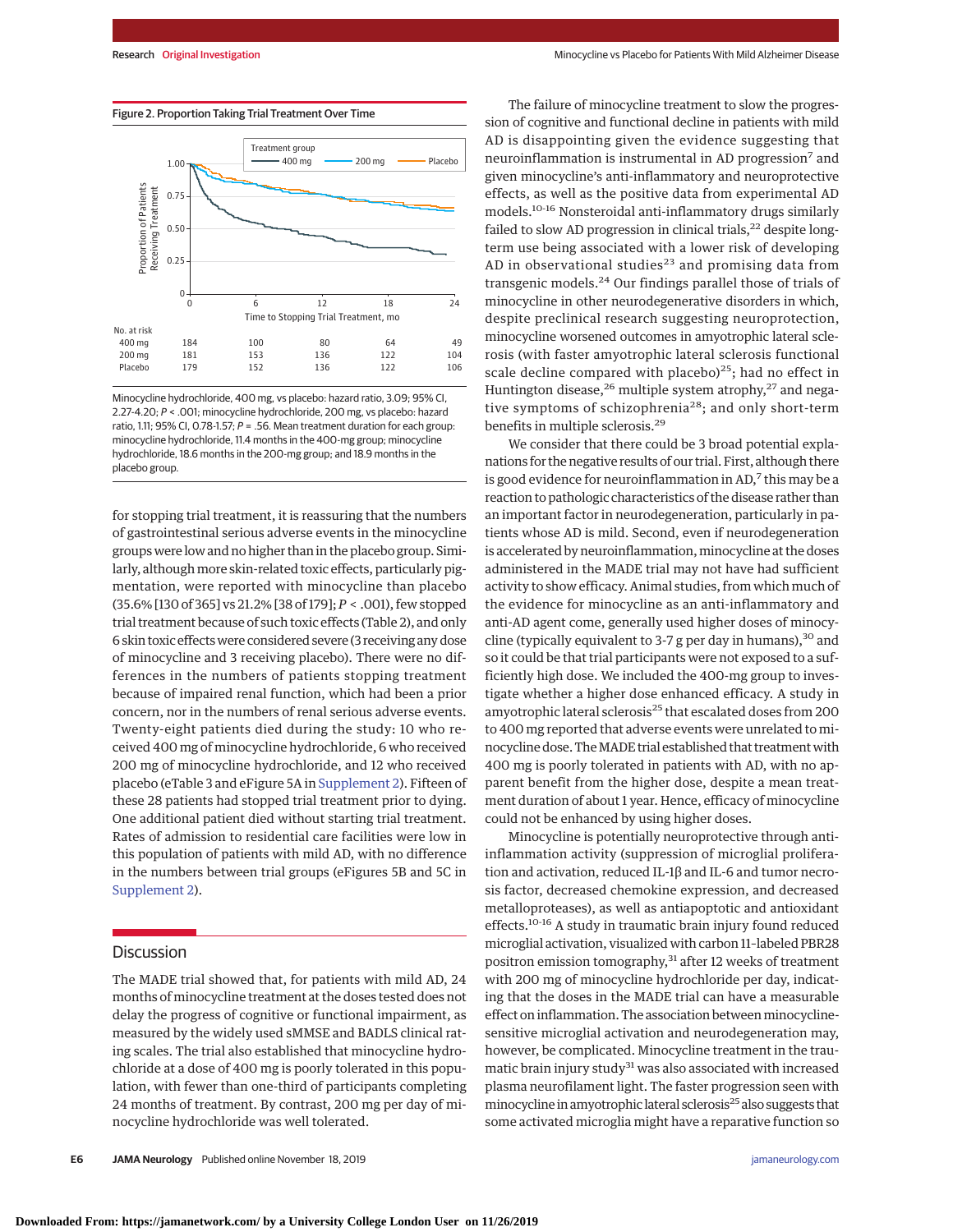Figure 2. Proportion Taking Trial Treatment Over Time

| No. at risk | 0 | 6 | 12 | 18 | 24 |
|---|---|---|---|---|---|
| 400 mg | 184 | 100 | 80 | 64 | 49 |
| 200 mg | 181 | 153 | 136 | 122 | 104 |
| Placebo | 179 | 152 | 136 | 122 | 106 |

Minocycline hydrochloride, 400 mg, vs placebo: hazard ratio, 3.09; 95% CI, 2.27-4.20; *P* < .001; minocycline hydrochloride, 200 mg, vs placebo: hazard ratio, 1.11; 95% CI, 0.78-1.57; *P* = .56. Mean treatment duration for each group: minocycline hydrochloride, 11.4 months in the 400-mg group; minocycline hydrochloride, 18.6 months in the 200-mg group; and 18.9 months in the placebo group.

for stopping trial treatment, it is reassuring that the numbers of gastrointestinal serious adverse events in the minocycline groups were low and no higher than in the placebo group. Similarly, although more skin-related toxic effects, particularly pigmentation, were reported with minocycline than placebo (35.6% [130 of 365] vs 21.2% [38 of 179]; *P* < .001), few stopped trial treatment because of such toxic effects (Table 2), and only 6 skin toxic effects were considered severe (3 receiving any dose of minocycline and 3 receiving placebo). There were no differences in the numbers of patients stopping treatment because of impaired renal function, which had been a prior concern, nor in the numbers of renal serious adverse events. Twenty-eight patients died during the study: 10 who received 400 mg of minocycline hydrochloride, 6 who received 200 mg of minocycline hydrochloride, and 12 who received placebo (eTable 3 and eFigure 5A in Supplement 2). Fifteen of these 28 patients had stopped trial treatment prior to dying. One additional patient died without starting trial treatment. Rates of admission to residential care facilities were low in this population of patients with mild AD, with no difference in the numbers between trial groups (eFigures 5B and 5C in Supplement 2).

## Discussion

The MADE trial showed that, for patients with mild AD, 24 months of minocycline treatment at the doses tested does not delay the progress of cognitive or functional impairment, as measured by the widely used sMMSE and BADLS clinical rating scales. The trial also established that minocycline hydrochloride at a dose of 400 mg is poorly tolerated in this population, with fewer than one-third of participants completing 24 months of treatment. By contrast, 200 mg per day of minocycline hydrochloride was well tolerated.

The failure of minocycline treatment to slow the progression of cognitive and functional decline in patients with mild AD is disappointing given the evidence suggesting that neuroinflammation is instrumental in AD progression[7] and given minocycline's anti-inflammatory and neuroprotective effects, as well as the positive data from experimental AD models.[10-16] Nonsteroidal anti-inflammatory drugs similarly failed to slow AD progression in clinical trials,[22] despite long-term use being associated with a lower risk of developing AD in observational studies[23] and promising data from transgenic models.[24] Our findings parallel those of trials of minocycline in other neurodegenerative disorders in which, despite preclinical research suggesting neuroprotection, minocycline worsened outcomes in amyotrophic lateral sclerosis (with faster amyotrophic lateral sclerosis functional scale decline compared with placebo)[25]; had no effect in Huntington disease,[26] multiple system atrophy,[27] and negative symptoms of schizophrenia[28]; and only short-term benefits in multiple sclerosis.[29]

We consider that there could be 3 broad potential explanations for the negative results of our trial. First, although there is good evidence for neuroinflammation in AD,[7] this may be a reaction to pathologic characteristics of the disease rather than an important factor in neurodegeneration, particularly in patients whose AD is mild. Second, even if neurodegeneration is accelerated by neuroinflammation, minocycline at the doses administered in the MADE trial may not have had sufficient activity to show efficacy. Animal studies, from which much of the evidence for minocycline as an anti-inflammatory and anti-AD agent come, generally used higher doses of minocycline (typically equivalent to 3-7 g per day in humans),[30] and so it could be that trial participants were not exposed to a sufficiently high dose. We included the 400-mg group to investigate whether a higher dose enhanced efficacy. A study in amyotrophic lateral sclerosis[25] that escalated doses from 200 to 400 mg reported that adverse events were unrelated to minocycline dose. The MADE trial established that treatment with 400 mg is poorly tolerated in patients with AD, with no apparent benefit from the higher dose, despite a mean treatment duration of about 1 year. Hence, efficacy of minocycline could not be enhanced by using higher doses.

Minocycline is potentially neuroprotective through anti-inflammation activity (suppression of microglial proliferation and activation, reduced IL-1β and IL-6 and tumor necrosis factor, decreased chemokine expression, and decreased metalloproteases), as well as antiapoptotic and antioxidant effects.[10-16] A study in traumatic brain injury found reduced microglial activation, visualized with carbon 11–labeled PBR28 positron emission tomography,[31] after 12 weeks of treatment with 200 mg of minocycline hydrochloride per day, indicating that the doses in the MADE trial can have a measurable effect on inflammation. The association between minocycline-sensitive microglial activation and neurodegeneration may, however, be complicated. Minocycline treatment in the traumatic brain injury study[31] was also associated with increased plasma neurofilament light. The faster progression seen with minocycline in amyotrophic lateral sclerosis[25] also suggests that some activated microglia might have a reparative function so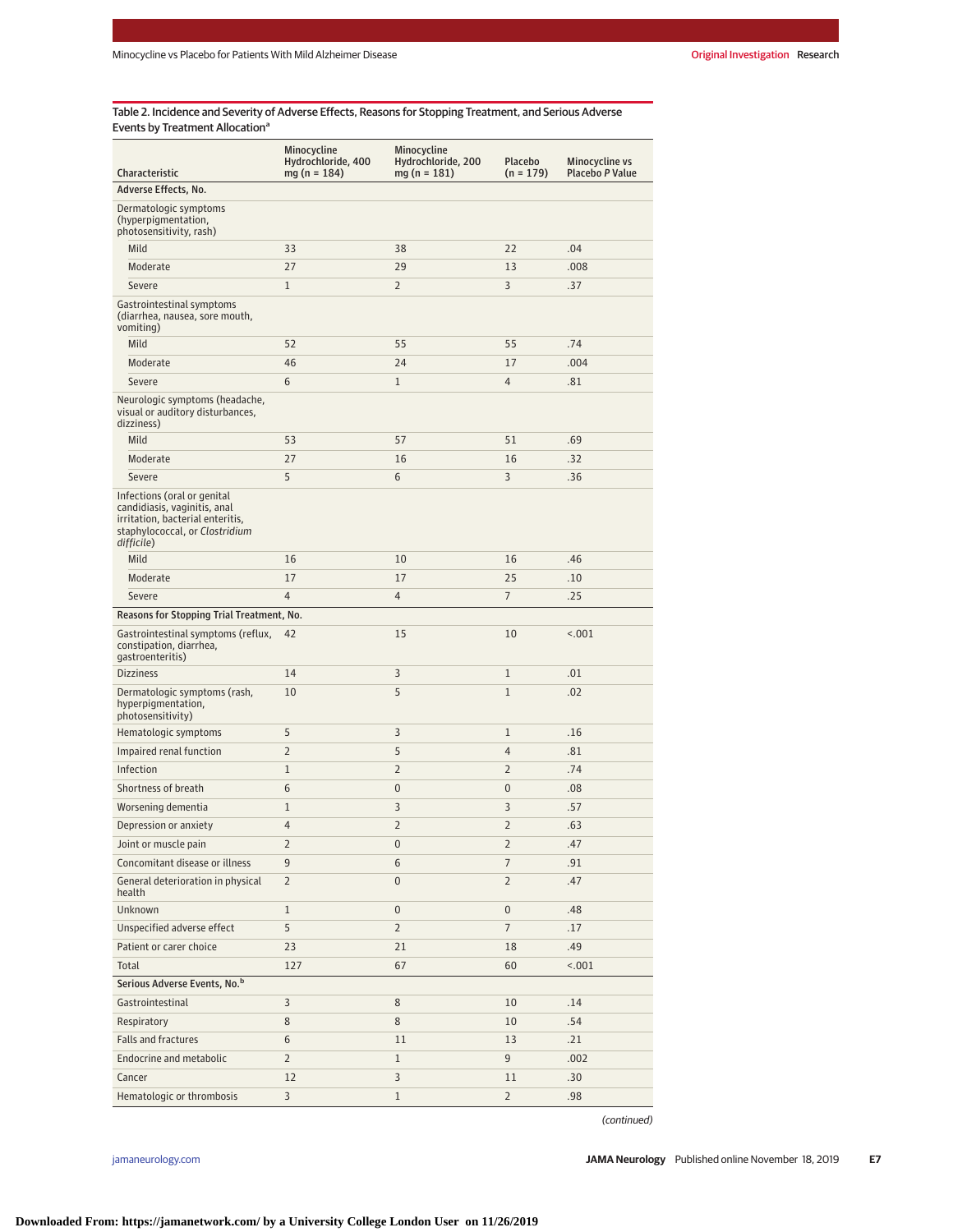Table 2. Incidence and Severity of Adverse Effects, Reasons for Stopping Treatment, and Serious Adverse Events by Treatment Allocation[a]

| Characteristic | Minocycline Hydrochloride, 400 mg (n = 184) | Minocycline Hydrochloride, 200 mg (n = 181) | Placebo (n = 179) | Minocycline vs Placebo *P* Value |
|---|---|---|---|---|
| **Adverse Effects, No.** | | | | |
| Dermatologic symptoms (hyperpigmentation, photosensitivity, rash) | | | | |
| Mild | 33 | 38 | 22 | .04 |
| Moderate | 27 | 29 | 13 | .008 |
| Severe | 1 | 2 | 3 | .37 |
| Gastrointestinal symptoms (diarrhea, nausea, sore mouth, vomiting) | | | | |
| Mild | 52 | 55 | 55 | .74 |
| Moderate | 46 | 24 | 17 | .004 |
| Severe | 6 | 1 | 4 | .81 |
| Neurologic symptoms (headache, visual or auditory disturbances, dizziness) | | | | |
| Mild | 53 | 57 | 51 | .69 |
| Moderate | 27 | 16 | 16 | .32 |
| Severe | 5 | 6 | 3 | .36 |
| Infections (oral or genital candidiasis, vaginitis, anal irritation, bacterial enteritis, staphylococcal, or *Clostridium difficile*) | | | | |
| Mild | 16 | 10 | 16 | .46 |
| Moderate | 17 | 17 | 25 | .10 |
| Severe | 4 | 4 | 7 | .25 |
| **Reasons for Stopping Trial Treatment, No.** | | | | |
| Gastrointestinal symptoms (reflux, constipation, diarrhea, gastroenteritis) | 42 | 15 | 10 | <.001 |
| Dizziness | 14 | 3 | 1 | .01 |
| Dermatologic symptoms (rash, hyperpigmentation, photosensitivity) | 10 | 5 | 1 | .02 |
| Hematologic symptoms | 5 | 3 | 1 | .16 |
| Impaired renal function | 2 | 5 | 4 | .81 |
| Infection | 1 | 2 | 2 | .74 |
| Shortness of breath | 6 | 0 | 0 | .08 |
| Worsening dementia | 1 | 3 | 3 | .57 |
| Depression or anxiety | 4 | 2 | 2 | .63 |
| Joint or muscle pain | 2 | 0 | 2 | .47 |
| Concomitant disease or illness | 9 | 6 | 7 | .91 |
| General deterioration in physical health | 2 | 0 | 2 | .47 |
| Unknown | 1 | 0 | 0 | .48 |
| Unspecified adverse effect | 5 | 2 | 7 | .17 |
| Patient or carer choice | 23 | 21 | 18 | .49 |
| Total | 127 | 67 | 60 | <.001 |
| **Serious Adverse Events, No.[b]** | | | | |
| Gastrointestinal | 3 | 8 | 10 | .14 |
| Respiratory | 8 | 8 | 10 | .54 |
| Falls and fractures | 6 | 11 | 13 | .21 |
| Endocrine and metabolic | 2 | 1 | 9 | .002 |
| Cancer | 12 | 3 | 11 | .30 |
| Hematologic or thrombosis | 3 | 1 | 2 | .98 |

(continued)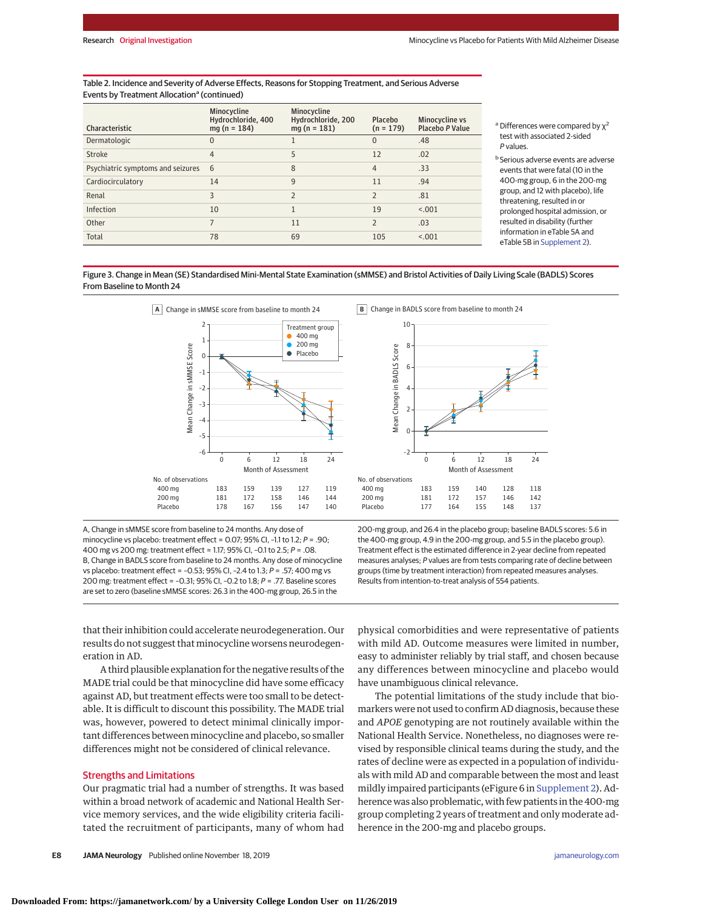Table 2. Incidence and Severity of Adverse Effects, Reasons for Stopping Treatment, and Serious Adverse Events by Treatment Allocation[a] (continued)

| Characteristic | Minocycline Hydrochloride, 400 mg (n = 184) | Minocycline Hydrochloride, 200 mg (n = 181) | Placebo (n = 179) | Minocycline vs Placebo P Value |
|---|---|---|---|---|
| Dermatologic | 0 | 1 | 0 | .48 |
| Stroke | 4 | 5 | 12 | .02 |
| Psychiatric symptoms and seizures | 6 | 8 | 4 | .33 |
| Cardiocirculatory | 14 | 9 | 11 | .94 |
| Renal | 3 | 2 | 2 | .81 |
| Infection | 10 | 1 | 19 | <.001 |
| Other | 7 | 11 | 2 | .03 |
| Total | 78 | 69 | 105 | <.001 |

[a] Differences were compared by $\chi^2$ test with associated 2-sided *P* values.

[b] Serious adverse events are adverse events that were fatal (10 in the 400-mg group, 6 in the 200-mg group, and 12 with placebo), life threatening, resulted in or prolonged hospital admission, or resulted in disability (further information in eTable 5A and eTable 5B in Supplement 2).

Figure 3. Change in Mean (SE) Standardised Mini-Mental State Examination (sMMSE) and Bristol Activities of Daily Living Scale (BADLS) Scores From Baseline to Month 24

A Change in sMMSE score from baseline to month 24

| No. of observations | 0 | 6 | 12 | 18 | 24 |
|---|---|---|---|---|---|
| 400 mg | 183 | 159 | 139 | 127 | 119 |
| 200 mg | 181 | 172 | 158 | 146 | 144 |
| Placebo | 178 | 167 | 156 | 147 | 140 |

B Change in BADLS score from baseline to month 24

| No. of observations | 0 | 6 | 12 | 18 | 24 |
|---|---|---|---|---|---|
| 400 mg | 183 | 159 | 140 | 128 | 118 |
| 200 mg | 181 | 172 | 157 | 146 | 142 |
| Placebo | 177 | 164 | 155 | 148 | 137 |

A, Change in sMMSE score from baseline to 24 months. Any dose of minocycline vs placebo: treatment effect = 0.07; 95% CI, −1.1 to 1.2; *P* = .90; 400 mg vs 200 mg: treatment effect = 1.17; 95% CI, −0.1 to 2.5; *P* = .08. B, Change in BADLS score from baseline to 24 months. Any dose of minocycline vs placebo: treatment effect = −0.53; 95% CI, −2.4 to 1.3; *P* = .57; 400 mg vs 200 mg: treatment effect = −0.31; 95% CI, −0.2 to 1.8; *P* = .77. Baseline scores are set to zero (baseline sMMSE scores: 26.3 in the 400-mg group, 26.5 in the 200-mg group, and 26.4 in the placebo group; baseline BADLS scores: 5.6 in the 400-mg group, 4.9 in the 200-mg group, and 5.5 in the placebo group). Treatment effect is the estimated difference in 2-year decline from repeated measures analyses; *P* values are from tests comparing rate of decline between groups (time by treatment interaction) from repeated measures analyses. Results from intention-to-treat analysis of 554 patients.

that their inhibition could accelerate neurodegeneration. Our results do not suggest that minocycline worsens neurodegeneration in AD.

A third plausible explanation for the negative results of the MADE trial could be that minocycline did have some efficacy against AD, but treatment effects were too small to be detectable. It is difficult to discount this possibility. The MADE trial was, however, powered to detect minimal clinically important differences between minocycline and placebo, so smaller differences might not be considered of clinical relevance.

## Strengths and Limitations

Our pragmatic trial had a number of strengths. It was based within a broad network of academic and National Health Service memory services, and the wide eligibility criteria facilitated the recruitment of participants, many of whom had physical comorbidities and were representative of patients with mild AD. Outcome measures were limited in number, easy to administer reliably by trial staff, and chosen because any differences between minocycline and placebo would have unambiguous clinical relevance.

The potential limitations of the study include that biomarkers were not used to confirm AD diagnosis, because these and *APOE* genotyping are not routinely available within the National Health Service. Nonetheless, no diagnoses were revised by responsible clinical teams during the study, and the rates of decline were as expected in a population of individuals with mild AD and comparable between the most and least mildly impaired participants (eFigure 6 in Supplement 2). Adherence was also problematic, with few patients in the 400-mg group completing 2 years of treatment and only moderate adherence in the 200-mg and placebo groups.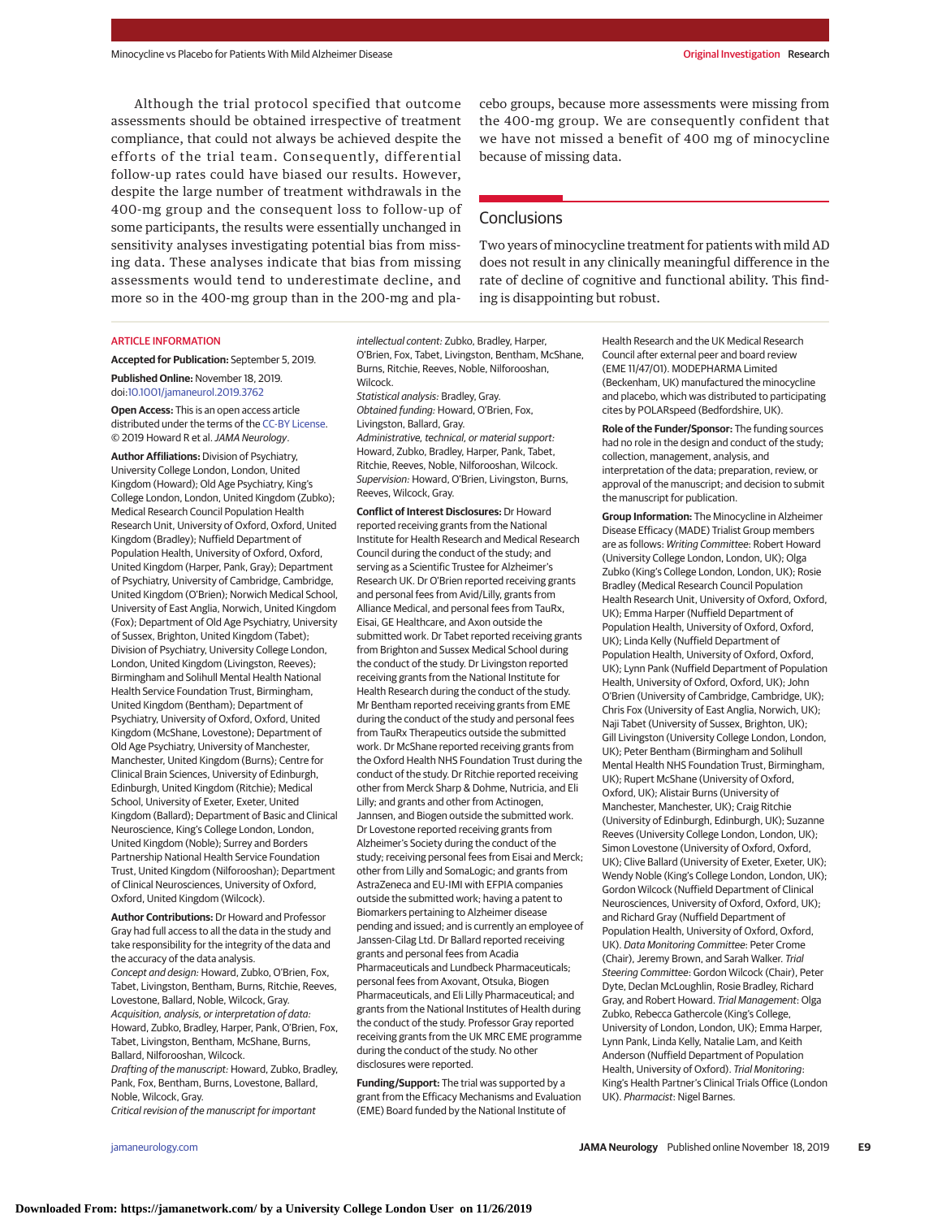Although the trial protocol specified that outcome assessments should be obtained irrespective of treatment compliance, that could not always be achieved despite the efforts of the trial team. Consequently, differential follow-up rates could have biased our results. However, despite the large number of treatment withdrawals in the 400-mg group and the consequent loss to follow-up of some participants, the results were essentially unchanged in sensitivity analyses investigating potential bias from missing data. These analyses indicate that bias from missing assessments would tend to underestimate decline, and more so in the 400-mg group than in the 200-mg and placebo groups, because more assessments were missing from the 400-mg group. We are consequently confident that we have not missed a benefit of 400 mg of minocycline because of missing data.

## Conclusions

Two years of minocycline treatment for patients with mild AD does not result in any clinically meaningful difference in the rate of decline of cognitive and functional ability. This finding is disappointing but robust.

ARTICLE INFORMATION

**Accepted for Publication:** September 5, 2019.

**Published Online:** November 18, 2019. doi:10.1001/jamaneurol.2019.3762

**Open Access:** This is an open access article distributed under the terms of the CC-BY License. © 2019 Howard R et al. *JAMA Neurology*.

**Author Affiliations:** Division of Psychiatry, University College London, London, United Kingdom (Howard); Old Age Psychiatry, King's College London, London, United Kingdom (Zubko); Medical Research Council Population Health Research Unit, University of Oxford, Oxford, United Kingdom (Bradley); Nuffield Department of Population Health, University of Oxford, Oxford, United Kingdom (Harper, Pank, Gray); Department of Psychiatry, University of Cambridge, Cambridge, United Kingdom (O'Brien); Norwich Medical School, University of East Anglia, Norwich, United Kingdom (Fox); Department of Old Age Psychiatry, University of Sussex, Brighton, United Kingdom (Tabet); Division of Psychiatry, University College London, London, United Kingdom (Livingston, Reeves); Birmingham and Solihull Mental Health National Health Service Foundation Trust, Birmingham, United Kingdom (Bentham); Department of Psychiatry, University of Oxford, Oxford, United Kingdom (McShane, Lovestone); Department of Old Age Psychiatry, University of Manchester, Manchester, United Kingdom (Burns); Centre for Clinical Brain Sciences, University of Edinburgh, Edinburgh, United Kingdom (Ritchie); Medical School, University of Exeter, Exeter, United Kingdom (Ballard); Department of Basic and Clinical Neuroscience, King's College London, London, United Kingdom (Noble); Surrey and Borders Partnership National Health Service Foundation Trust, United Kingdom (Nilforooshan); Department of Clinical Neurosciences, University of Oxford, Oxford, United Kingdom (Wilcock).

**Author Contributions:** Dr Howard and Professor Gray had full access to all the data in the study and take responsibility for the integrity of the data and the accuracy of the data analysis.
*Concept and design:* Howard, Zubko, O'Brien, Fox, Tabet, Livingston, Bentham, Burns, Ritchie, Reeves, Lovestone, Ballard, Noble, Wilcock, Gray.
*Acquisition, analysis, or interpretation of data:* Howard, Zubko, Bradley, Harper, Pank, O'Brien, Fox, Tabet, Livingston, Bentham, McShane, Burns, Ballard, Nilforooshan, Wilcock.
*Drafting of the manuscript:* Howard, Zubko, Bradley, Pank, Fox, Bentham, Burns, Lovestone, Ballard, Noble, Wilcock, Gray.
*Critical revision of the manuscript for important intellectual content:* Zubko, Bradley, Harper, O'Brien, Fox, Tabet, Livingston, Bentham, McShane, Burns, Ritchie, Reeves, Noble, Nilforooshan, Wilcock.
*Statistical analysis:* Bradley, Gray.
*Obtained funding:* Howard, O'Brien, Fox, Livingston, Ballard, Gray.
*Administrative, technical, or material support:* Howard, Zubko, Bradley, Harper, Pank, Tabet, Ritchie, Reeves, Noble, Nilforooshan, Wilcock.
*Supervision:* Howard, O'Brien, Livingston, Burns, Reeves, Wilcock, Gray.

**Conflict of Interest Disclosures:** Dr Howard reported receiving grants from the National Institute for Health Research and Medical Research Council during the conduct of the study; and serving as a Scientific Trustee for Alzheimer's Research UK. Dr O'Brien reported receiving grants and personal fees from Avid/Lilly, grants from Alliance Medical, and personal fees from TauRx, Eisai, GE Healthcare, and Axon outside the submitted work. Dr Tabet reported receiving grants from Brighton and Sussex Medical School during the conduct of the study. Dr Livingston reported receiving grants from the National Institute for Health Research during the conduct of the study. Mr Bentham reported receiving grants from EME during the conduct of the study and personal fees from TauRx Therapeutics outside the submitted work. Dr McShane reported receiving grants from the Oxford Health NHS Foundation Trust during the conduct of the study. Dr Ritchie reported receiving other from Merck Sharp & Dohme, Nutricia, and Eli Lilly; and grants and other from Actinogen, Jannsen, and Biogen outside the submitted work. Dr Lovestone reported receiving grants from Alzheimer's Society during the conduct of the study; receiving personal fees from Eisai and Merck; other from Lilly and SomaLogic; and grants from AstraZeneca and EU-IMI with EFPIA companies outside the submitted work; having a patent to Biomarkers pertaining to Alzheimer disease pending and issued; and is currently an employee of Janssen-Cilag Ltd. Dr Ballard reported receiving grants and personal fees from Acadia Pharmaceuticals and Lundbeck Pharmaceuticals; personal fees from Axovant, Otsuka, Biogen Pharmaceuticals, and Eli Lilly Pharmaceutical; and grants from the National Institutes of Health during the conduct of the study. Professor Gray reported receiving grants from the UK MRC EME programme during the conduct of the study. No other disclosures were reported.

**Funding/Support:** The trial was supported by a grant from the Efficacy Mechanisms and Evaluation (EME) Board funded by the National Institute of Health Research and the UK Medical Research Council after external peer and board review (EME 11/47/01). MODEPHARMA Limited (Beckenham, UK) manufactured the minocycline and placebo, which was distributed to participating cites by POLARspeed (Bedfordshire, UK).

**Role of the Funder/Sponsor:** The funding sources had no role in the design and conduct of the study; collection, management, analysis, and interpretation of the data; preparation, review, or approval of the manuscript; and decision to submit the manuscript for publication.

**Group Information:** The Minocycline in Alzheimer Disease Efficacy (MADE) Trialist Group members are as follows: *Writing Committee*: Robert Howard (University College London, London, UK); Olga Zubko (King's College London, London, UK); Rosie Bradley (Medical Research Council Population Health Research Unit, University of Oxford, Oxford, UK); Emma Harper (Nuffield Department of Population Health, University of Oxford, Oxford, UK); Linda Kelly (Nuffield Department of Population Health, University of Oxford, Oxford, UK); Lynn Pank (Nuffield Department of Population Health, University of Oxford, Oxford, UK); John O'Brien (University of Cambridge, Cambridge, UK); Chris Fox (University of East Anglia, Norwich, UK); Naji Tabet (University of Sussex, Brighton, UK); Gill Livingston (University College London, London, UK); Peter Bentham (Birmingham and Solihull Mental Health NHS Foundation Trust, Birmingham, UK); Rupert McShane (University of Oxford, Oxford, UK); Alistair Burns (University of Manchester, Manchester, UK); Craig Ritchie (University of Edinburgh, Edinburgh, UK); Suzanne Reeves (University College London, London, UK); Simon Lovestone (University of Oxford, Oxford, UK); Clive Ballard (University of Exeter, Exeter, UK); Wendy Noble (King's College London, London, UK); Gordon Wilcock (Nuffield Department of Clinical Neurosciences, University of Oxford, Oxford, UK); and Richard Gray (Nuffield Department of Population Health, University of Oxford, Oxford, UK). *Data Monitoring Committee*: Peter Crome (Chair), Jeremy Brown, and Sarah Walker. *Trial Steering Committee*: Gordon Wilcock (Chair), Peter Dyte, Declan McLoughlin, Rosie Bradley, Richard Gray, and Robert Howard. *Trial Management*: Olga Zubko, Rebecca Gathercole (King's College, University of London, London, UK); Emma Harper, Lynn Pank, Linda Kelly, Natalie Lam, and Keith Anderson (Nuffield Department of Population Health, University of Oxford). *Trial Monitoring*: King's Health Partner's Clinical Trials Office (London UK). *Pharmacist*: Nigel Barnes.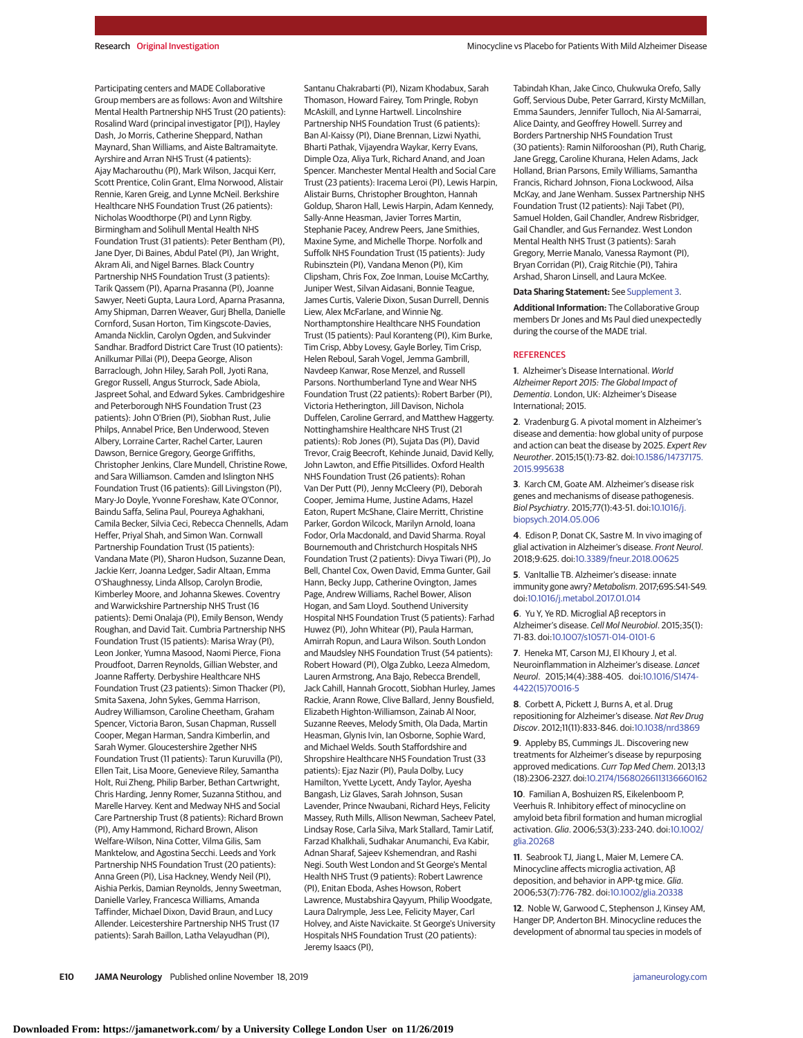Participating centers and MADE Collaborative Group members are as follows: Avon and Wiltshire Mental Health Partnership NHS Trust (20 patients): Rosalind Ward (principal investigator [PI]), Hayley Dash, Jo Morris, Catherine Sheppard, Nathan Maynard, Shan Williams, and Aiste Baltramaityte. Ayrshire and Arran NHS Trust (4 patients): Ajay Macharouthu (PI), Mark Wilson, Jacqui Kerr, Scott Prentice, Colin Grant, Elma Norwood, Alistair Rennie, Karen Greig, and Lynne McNeil. Berkshire Healthcare NHS Foundation Trust (26 patients): Nicholas Woodthorpe (PI) and Lynn Rigby. Birmingham and Solihull Mental Health NHS Foundation Trust (31 patients): Peter Bentham (PI), Jane Dyer, Di Baines, Abdul Patel (PI), Jan Wright, Akram Ali, and Nigel Barnes. Black Country Partnership NHS Foundation Trust (3 patients): Tarik Qassem (PI), Aparna Prasanna (PI), Joanne Sawyer, Neeti Gupta, Laura Lord, Aparna Prasanna, Amy Shipman, Darren Weaver, Gurj Bhella, Danielle Cornford, Susan Horton, Tim Kingscote-Davies, Amanda Nicklin, Carolyn Ogden, and Sukvinder Sandhar. Bradford District Care Trust (10 patients): Anilkumar Pillai (PI), Deepa George, Alison Barraclough, John Hiley, Sarah Poll, Jyoti Rana, Gregor Russell, Angus Sturrock, Sade Abiola, Jaspreet Sohal, and Edward Sykes. Cambridgeshire and Peterborough NHS Foundation Trust (23 patients): John O'Brien (PI), Siobhan Rust, Julie Philps, Annabel Price, Ben Underwood, Steven Albery, Lorraine Carter, Rachel Carter, Lauren Dawson, Bernice Gregory, George Griffiths, Christopher Jenkins, Clare Mundell, Christine Rowe, and Sara Williamson. Camden and Islington NHS Foundation Trust (16 patients): Gill Livingston (PI), Mary-Jo Doyle, Yvonne Foreshaw, Kate O'Connor, Baindu Saffa, Selina Paul, Poureya Aghakhani, Camila Becker, Silvia Ceci, Rebecca Chennells, Adam Heffer, Priyal Shah, and Simon Wan. Cornwall Partnership Foundation Trust (15 patients): Vandana Mate (PI), Sharon Hudson, Suzanne Dean, Jackie Kerr, Joanna Ledger, Sadir Altaan, Emma O'Shaughnessy, Linda Allsop, Carolyn Brodie, Kimberley Moore, and Johanna Skewes. Coventry and Warwickshire Partnership NHS Trust (16 patients): Demi Onalaja (PI), Emily Benson, Wendy Roughan, and David Tait. Cumbria Partnership NHS Foundation Trust (15 patients): Marisa Wray (PI), Leon Jonker, Yumna Masood, Naomi Pierce, Fiona Proudfoot, Darren Reynolds, Gillian Webster, and Joanne Rafferty. Derbyshire Healthcare NHS Foundation Trust (23 patients): Simon Thacker (PI), Smita Saxena, John Sykes, Gemma Harrison, Audrey Williamson, Caroline Cheetham, Graham Spencer, Victoria Baron, Susan Chapman, Russell Cooper, Megan Harman, Sandra Kimberlin, and Sarah Wymer. Gloucestershire 2gether NHS Foundation Trust (11 patients): Tarun Kuruvilla (PI), Ellen Tait, Lisa Moore, Genevieve Riley, Samantha Holt, Rui Zheng, Philip Barber, Bethan Cartwright, Chris Harding, Jenny Romer, Suzanna Stithou, and Marelle Harvey. Kent and Medway NHS and Social Care Partnership Trust (8 patients): Richard Brown (PI), Amy Hammond, Richard Brown, Alison Welfare-Wilson, Nina Cotter, Vilma Gilis, Sam Manktelow, and Agostina Secchi. Leeds and York Partnership NHS Foundation Trust (20 patients): Anna Green (PI), Lisa Hackney, Wendy Neil (PI), Aishia Perkis, Damian Reynolds, Jenny Sweetman, Danielle Varley, Francesca Williams, Amanda Taffinder, Michael Dixon, David Braun, and Lucy Allender. Leicestershire Partnership NHS Trust (17 patients): Sarah Baillon, Latha Velayudhan (PI), Santanu Chakrabarti (PI), Nizam Khodabux, Sarah Thomason, Howard Fairey, Tom Pringle, Robyn McAskill, and Lynne Hartwell. Lincolnshire Partnership NHS Foundation Trust (6 patients): Ban Al-Kaissy (PI), Diane Brennan, Lizwi Nyathi, Bharti Pathak, Vijayendra Waykar, Kerry Evans, Dimple Oza, Aliya Turk, Richard Anand, and Joan Spencer. Manchester Mental Health and Social Care Trust (23 patients): Iracema Leroi (PI), Lewis Harpin, Alistair Burns, Christopher Broughton, Hannah Goldup, Sharon Hall, Lewis Harpin, Adam Kennedy, Sally-Anne Heasman, Javier Torres Martin, Stephanie Pacey, Andrew Peers, Jane Smithies, Maxine Syme, and Michelle Thorpe. Norfolk and Suffolk NHS Foundation Trust (15 patients): Judy Rubinsztein (PI), Vandana Menon (PI), Kim Clipsham, Chris Fox, Zoe Inman, Louise McCarthy, Juniper West, Silvan Aidasani, Bonnie Teague, James Curtis, Valerie Dixon, Susan Durrell, Dennis Liew, Alex McFarlane, and Winnie Ng. Northamptonshire Healthcare NHS Foundation Trust (15 patients): Paul Koranteng (PI), Kim Burke, Tim Crisp, Abby Lovesy, Gayle Borley, Tim Crisp, Helen Reboul, Sarah Vogel, Jemma Gambrill, Navdeep Kanwar, Rose Menzel, and Russell Parsons. Northumberland Tyne and Wear NHS Foundation Trust (22 patients): Robert Barber (PI), Victoria Hetherington, Jill Davison, Nichola Duffelen, Caroline Gerrard, and Matthew Haggerty. Nottinghamshire Healthcare NHS Trust (21 patients): Rob Jones (PI), Sujata Das (PI), David Trevor, Craig Beecroft, Kehinde Junaid, David Kelly, John Lawton, and Effie Pitsillides. Oxford Health NHS Foundation Trust (26 patients): Rohan Van Der Putt (PI), Jenny McCleery (PI), Deborah Cooper, Jemima Hume, Justine Adams, Hazel Eaton, Rupert McShane, Claire Merritt, Christine Parker, Gordon Wilcock, Marilyn Arnold, Ioana Fodor, Orla Macdonald, and David Sharma. Royal Bournemouth and Christchurch Hospitals NHS Foundation Trust (2 patients): Divya Tiwari (PI), Jo Bell, Chantel Cox, Owen David, Emma Gunter, Gail Hann, Becky Jupp, Catherine Ovington, James Page, Andrew Williams, Rachel Bower, Alison Hogan, and Sam Lloyd. Southend University Hospital NHS Foundation Trust (5 patients): Farhad Huwez (PI), John Whitear (PI), Paula Harman, Amirrah Ropun, and Laura Wilson. South London and Maudsley NHS Foundation Trust (54 patients): Robert Howard (PI), Olga Zubko, Leeza Almedom, Lauren Armstrong, Ana Bajo, Rebecca Brendell, Jack Cahill, Hannah Grocott, Siobhan Hurley, James Rackie, Arann Rowe, Clive Ballard, Jenny Bousfield, Elizabeth Highton-Williamson, Zainab Al Noor, Suzanne Reeves, Melody Smith, Ola Dada, Martin Heasman, Glynis Ivin, Ian Osborne, Sophie Ward, and Michael Welds. South Staffordshire and Shropshire Healthcare NHS Foundation Trust (33 patients): Ejaz Nazir (PI), Paula Dolby, Lucy Hamilton, Yvette Lycett, Andy Taylor, Ayesha Bangash, Liz Glaves, Sarah Johnson, Susan Lavender, Prince Nwaubani, Richard Heys, Felicity Massey, Ruth Mills, Allison Newman, Sacheev Patel, Lindsay Rose, Carla Silva, Mark Stallard, Tamir Latif, Farzad Khalkhali, Sudhakar Anumanchi, Eva Kabir, Adnan Sharaf, Sajeev Kshemendran, and Rashi Negi. South West London and St George's Mental Health NHS Trust (9 patients): Robert Lawrence (PI), Enitan Eboda, Ashes Howson, Robert Lawrence, Mustabshira Qayyum, Philip Woodgate, Laura Dalrymple, Jess Lee, Felicity Mayer, Carl Holvey, and Aiste Navickaite. St George's University Hospitals NHS Foundation Trust (20 patients): Jeremy Isaacs (PI), Tabindah Khan, Jake Cinco, Chukwuka Orefo, Sally Goff, Servious Dube, Peter Garrard, Kirsty McMillan, Emma Saunders, Jennifer Tulloch, Nia Al-Samarrai, Alice Dainty, and Geoffrey Howell. Surrey and Borders Partnership NHS Foundation Trust (30 patients): Ramin Nilforooshan (PI), Ruth Charig, Jane Gregg, Caroline Khurana, Helen Adams, Jack Holland, Brian Parsons, Emily Williams, Samantha Francis, Richard Johnson, Fiona Lockwood, Ailsa McKay, and Jane Wenham. Sussex Partnership NHS Foundation Trust (12 patients): Naji Tabet (PI), Samuel Holden, Gail Chandler, Andrew Risbridger, Gail Chandler, and Gus Fernandez. West London Mental Health NHS Trust (3 patients): Sarah Gregory, Merrie Manalo, Vanessa Raymont (PI), Bryan Corridan (PI), Craig Ritchie (PI), Tahira Arshad, Sharon Linsell, and Laura McKee.

**Data Sharing Statement:** See Supplement 3.

**Additional Information:** The Collaborative Group members Dr Jones and Ms Paul died unexpectedly during the course of the MADE trial.

## REFERENCES

1. Alzheimer's Disease International. *World Alzheimer Report 2015: The Global Impact of Dementia*. London, UK: Alzheimer's Disease International; 2015.

2. Vradenburg G. A pivotal moment in Alzheimer's disease and dementia: how global unity of purpose and action can beat the disease by 2025. *Expert Rev Neurother*. 2015;15(1):73-82. doi:10.1586/14737175.2015.995638

3. Karch CM, Goate AM. Alzheimer's disease risk genes and mechanisms of disease pathogenesis. *Biol Psychiatry*. 2015;77(1):43-51. doi:10.1016/j.biopsych.2014.05.006

4. Edison P, Donat CK, Sastre M. In vivo imaging of glial activation in Alzheimer's disease. *Front Neurol*. 2018;9:625. doi:10.3389/fneur.2018.00625

5. VanItallie TB. Alzheimer's disease: innate immunity gone awry? *Metabolism*. 2017;69S:S41-S49. doi:10.1016/j.metabol.2017.01.014

6. Yu Y, Ye RD. Microglial Aβ receptors in Alzheimer's disease. *Cell Mol Neurobiol*. 2015;35(1):71-83. doi:10.1007/s10571-014-0101-6

7. Heneka MT, Carson MJ, El Khoury J, et al. Neuroinflammation in Alzheimer's disease. *Lancet Neurol*. 2015;14(4):388-405. doi:10.1016/S1474-4422(15)70016-5

8. Corbett A, Pickett J, Burns A, et al. Drug repositioning for Alzheimer's disease. *Nat Rev Drug Discov*. 2012;11(11):833-846. doi:10.1038/nrd3869

9. Appleby BS, Cummings JL. Discovering new treatments for Alzheimer's disease by repurposing approved medications. *Curr Top Med Chem*. 2013;13(18):2306-2327. doi:10.2174/15680266113136660162

10. Familian A, Boshuizen RS, Eikelenboom P, Veerhuis R. Inhibitory effect of minocycline on amyloid beta fibril formation and human microglial activation. *Glia*. 2006;53(3):233-240. doi:10.1002/glia.20268

11. Seabrook TJ, Jiang L, Maier M, Lemere CA. Minocycline affects microglia activation, Aβ deposition, and behavior in APP-tg mice. *Glia*. 2006;53(7):776-782. doi:10.1002/glia.20338

12. Noble W, Garwood C, Stephenson J, Kinsey AM, Hanger DP, Anderton BH. Minocycline reduces the development of abnormal tau species in models of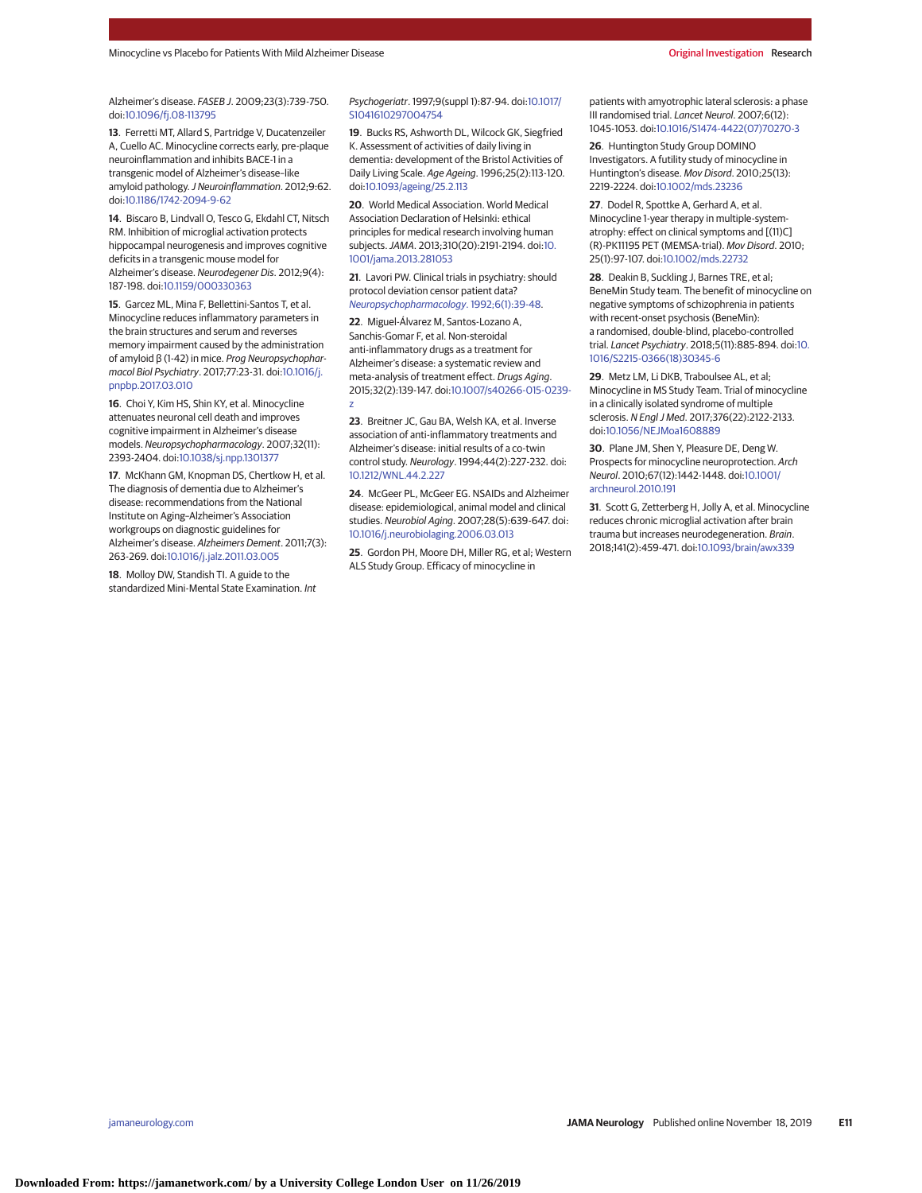Alzheimer's disease. *FASEB J*. 2009;23(3):739-750. doi:10.1096/fj.08-113795

**13**. Ferretti MT, Allard S, Partridge V, Ducatenzeiler A, Cuello AC. Minocycline corrects early, pre-plaque neuroinflammation and inhibits BACE-1 in a transgenic model of Alzheimer's disease–like amyloid pathology. *J Neuroinflammation*. 2012;9:62. doi:10.1186/1742-2094-9-62

**14**. Biscaro B, Lindvall O, Tesco G, Ekdahl CT, Nitsch RM. Inhibition of microglial activation protects hippocampal neurogenesis and improves cognitive deficits in a transgenic mouse model for Alzheimer's disease. *Neurodegener Dis*. 2012;9(4):187-198. doi:10.1159/000330363

**15**. Garcez ML, Mina F, Bellettini-Santos T, et al. Minocycline reduces inflammatory parameters in the brain structures and serum and reverses memory impairment caused by the administration of amyloid β (1-42) in mice. *Prog Neuropsychopharmacol Biol Psychiatry*. 2017;77:23-31. doi:10.1016/j.pnpbp.2017.03.010

**16**. Choi Y, Kim HS, Shin KY, et al. Minocycline attenuates neuronal cell death and improves cognitive impairment in Alzheimer's disease models. *Neuropsychopharmacology*. 2007;32(11):2393-2404. doi:10.1038/sj.npp.1301377

**17**. McKhann GM, Knopman DS, Chertkow H, et al. The diagnosis of dementia due to Alzheimer's disease: recommendations from the National Institute on Aging–Alzheimer's Association workgroups on diagnostic guidelines for Alzheimer's disease. *Alzheimers Dement*. 2011;7(3):263-269. doi:10.1016/j.jalz.2011.03.005

**18**. Molloy DW, Standish TI. A guide to the standardized Mini-Mental State Examination. *Int Psychogeriatr*. 1997;9(suppl 1):87-94. doi:10.1017/S1041610297004754

**19**. Bucks RS, Ashworth DL, Wilcock GK, Siegfried K. Assessment of activities of daily living in dementia: development of the Bristol Activities of Daily Living Scale. *Age Ageing*. 1996;25(2):113-120. doi:10.1093/ageing/25.2.113

**20**. World Medical Association. World Medical Association Declaration of Helsinki: ethical principles for medical research involving human subjects. *JAMA*. 2013;310(20):2191-2194. doi:10.1001/jama.2013.281053

**21**. Lavori PW. Clinical trials in psychiatry: should protocol deviation censor patient data? *Neuropsychopharmacology*. 1992;6(1):39-48.

**22**. Miguel-Álvarez M, Santos-Lozano A, Sanchis-Gomar F, et al. Non-steroidal anti-inflammatory drugs as a treatment for Alzheimer's disease: a systematic review and meta-analysis of treatment effect. *Drugs Aging*. 2015;32(2):139-147. doi:10.1007/s40266-015-0239-z

**23**. Breitner JC, Gau BA, Welsh KA, et al. Inverse association of anti-inflammatory treatments and Alzheimer's disease: initial results of a co-twin control study. *Neurology*. 1994;44(2):227-232. doi:10.1212/WNL.44.2.227

**24**. McGeer PL, McGeer EG. NSAIDs and Alzheimer disease: epidemiological, animal model and clinical studies. *Neurobiol Aging*. 2007;28(5):639-647. doi:10.1016/j.neurobiolaging.2006.03.013

**25**. Gordon PH, Moore DH, Miller RG, et al; Western ALS Study Group. Efficacy of minocycline in patients with amyotrophic lateral sclerosis: a phase III randomised trial. *Lancet Neurol*. 2007;6(12):1045-1053. doi:10.1016/S1474-4422(07)70270-3

**26**. Huntington Study Group DOMINO Investigators. A futility study of minocycline in Huntington's disease. *Mov Disord*. 2010;25(13):2219-2224. doi:10.1002/mds.23236

**27**. Dodel R, Spottke A, Gerhard A, et al. Minocycline 1-year therapy in multiple-system-atrophy: effect on clinical symptoms and [(11)C] (R)-PK11195 PET (MEMSA-trial). *Mov Disord*. 2010;25(1):97-107. doi:10.1002/mds.22732

**28**. Deakin B, Suckling J, Barnes TRE, et al; BeneMin Study team. The benefit of minocycline on negative symptoms of schizophrenia in patients with recent-onset psychosis (BeneMin): a randomised, double-blind, placebo-controlled trial. *Lancet Psychiatry*. 2018;5(11):885-894. doi:10.1016/S2215-0366(18)30345-6

**29**. Metz LM, Li DKB, Traboulsee AL, et al; Minocycline in MS Study Team. Trial of minocycline in a clinically isolated syndrome of multiple sclerosis. *N Engl J Med*. 2017;376(22):2122-2133. doi:10.1056/NEJMoa1608889

**30**. Plane JM, Shen Y, Pleasure DE, Deng W. Prospects for minocycline neuroprotection. *Arch Neurol*. 2010;67(12):1442-1448. doi:10.1001/archneurol.2010.191

**31**. Scott G, Zetterberg H, Jolly A, et al. Minocycline reduces chronic microglial activation after brain trauma but increases neurodegeneration. *Brain*. 2018;141(2):459-471. doi:10.1093/brain/awx339